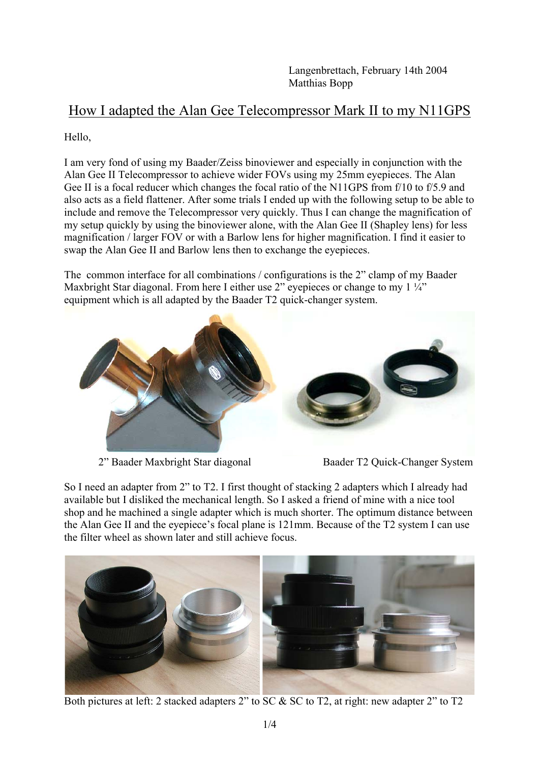Langenbrettach, February 14th 2004
Matthias Bopp

# How I adapted the Alan Gee Telecompressor Mark II to my N11GPS

Hello,

I am very fond of using my Baader/Zeiss binoviewer and especially in conjunction with the Alan Gee II Telecompressor to achieve wider FOVs using my 25mm eyepieces. The Alan Gee II is a focal reducer which changes the focal ratio of the N11GPS from f/10 to f/5.9 and also acts as a field flattener. After some trials I ended up with the following setup to be able to include and remove the Telecompressor very quickly. Thus I can change the magnification of my setup quickly by using the binoviewer alone, with the Alan Gee II (Shapley lens) for less magnification / larger FOV or with a Barlow lens for higher magnification. I find it easier to swap the Alan Gee II and Barlow lens then to exchange the eyepieces.

The common interface for all combinations / configurations is the 2" clamp of my Baader Maxbright Star diagonal. From here I either use 2" eyepieces or change to my 1 ¼" equipment which is all adapted by the Baader T2 quick-changer system.

2" Baader Maxbright Star diagonal

Baader T2 Quick-Changer System

So I need an adapter from 2" to T2. I first thought of stacking 2 adapters which I already had available but I disliked the mechanical length. So I asked a friend of mine with a nice tool shop and he machined a single adapter which is much shorter. The optimum distance between the Alan Gee II and the eyepiece's focal plane is 121mm. Because of the T2 system I can use the filter wheel as shown later and still achieve focus.

Both pictures at left: 2 stacked adapters 2" to SC & SC to T2, at right: new adapter 2" to T2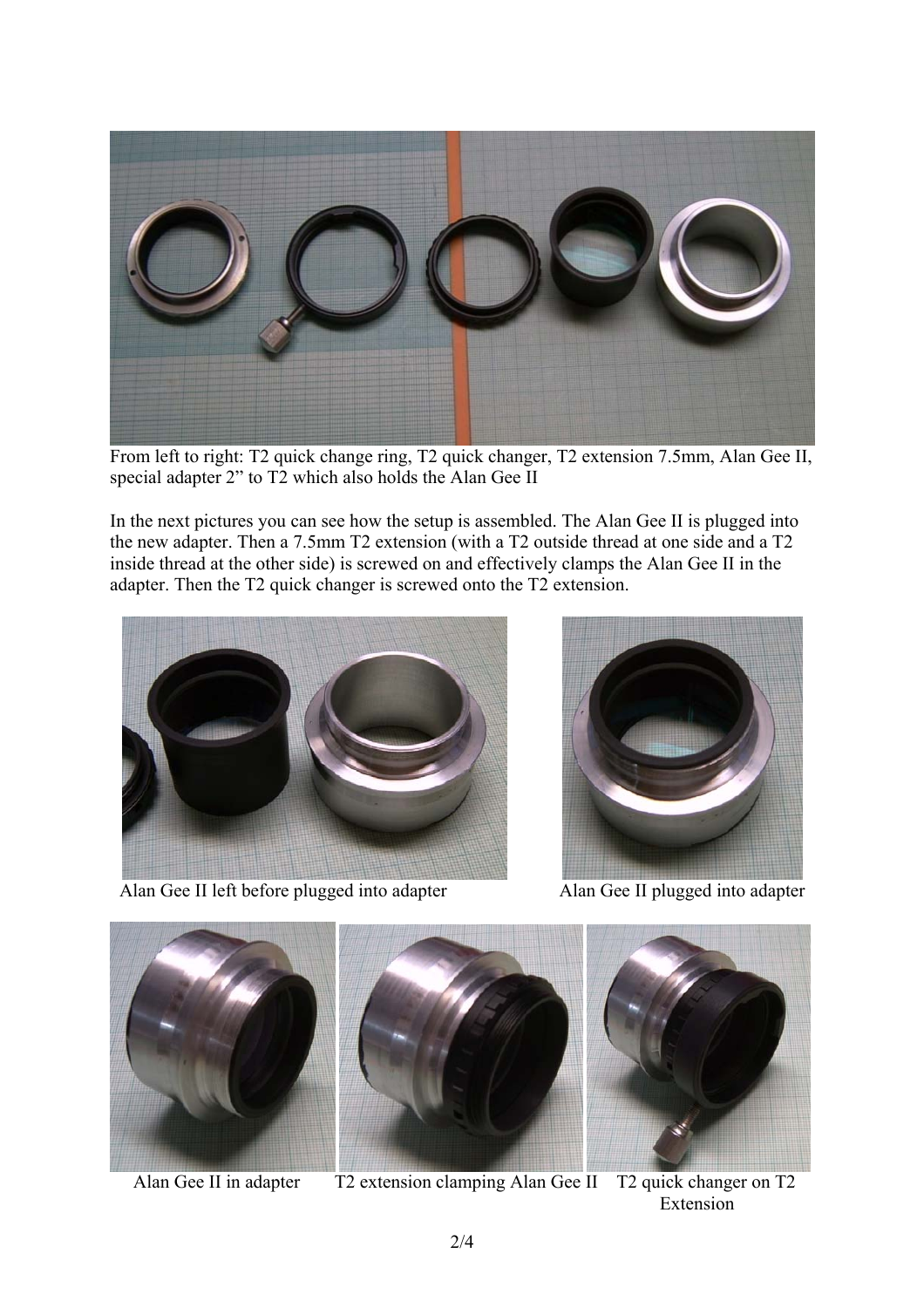From left to right: T2 quick change ring, T2 quick changer, T2 extension 7.5mm, Alan Gee II, special adapter 2” to T2 which also holds the Alan Gee II

In the next pictures you can see how the setup is assembled. The Alan Gee II is plugged into the new adapter. Then a 7.5mm T2 extension (with a T2 outside thread at one side and a T2 inside thread at the other side) is screwed on and effectively clamps the Alan Gee II in the adapter. Then the T2 quick changer is screwed onto the T2 extension.

Alan Gee II left before plugged into adapter

Alan Gee II plugged into adapter

Alan Gee II in adapter

T2 extension clamping Alan Gee II

T2 quick changer on T2 Extension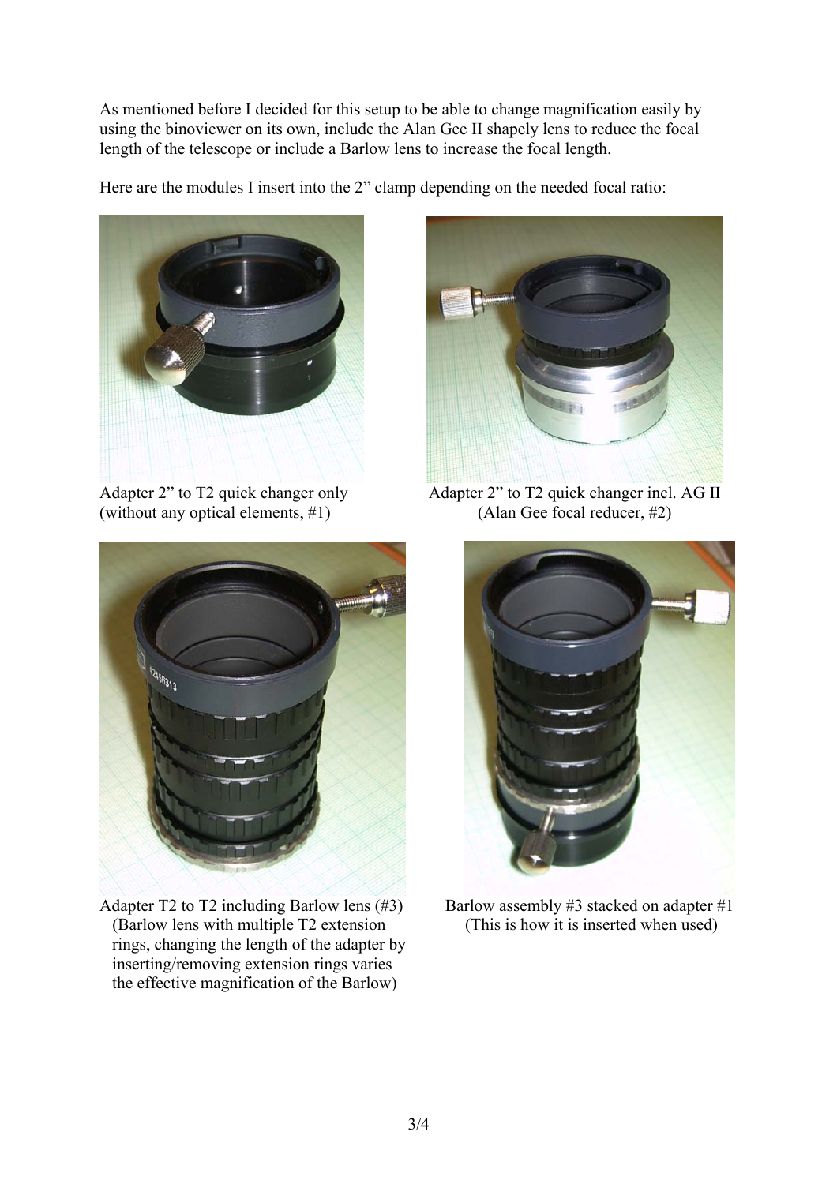As mentioned before I decided for this setup to be able to change magnification easily by using the binoviewer on its own, include the Alan Gee II shapely lens to reduce the focal length of the telescope or include a Barlow lens to increase the focal length.

Here are the modules I insert into the 2" clamp depending on the needed focal ratio:

Adapter 2" to T2 quick changer only (without any optical elements, #1)

Adapter 2" to T2 quick changer incl. AG II (Alan Gee focal reducer, #2)

Adapter T2 to T2 including Barlow lens (#3) (Barlow lens with multiple T2 extension rings, changing the length of the adapter by inserting/removing extension rings varies the effective magnification of the Barlow)

Barlow assembly #3 stacked on adapter #1 (This is how it is inserted when used)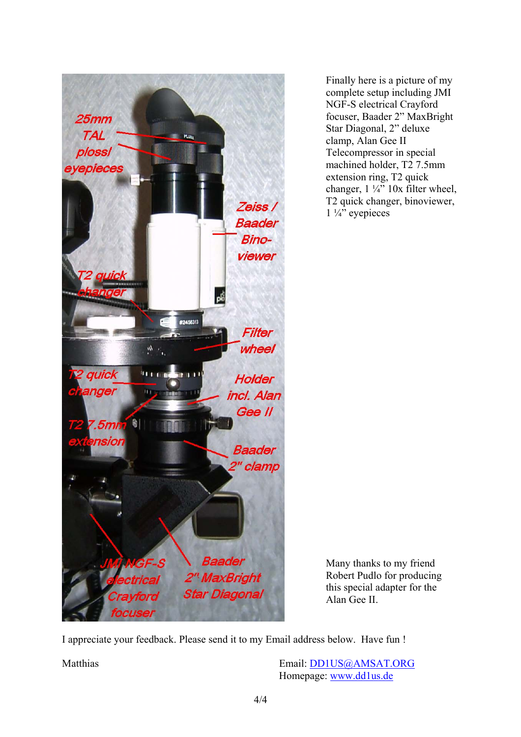Finally here is a picture of my complete setup including JMI NGF-S electrical Crayford focuser, Baader 2” MaxBright Star Diagonal, 2” deluxe clamp, Alan Gee II Telecompressor in special machined holder, T2 7.5mm extension ring, T2 quick changer, 1 ¼” 10x filter wheel, T2 quick changer, binoviewer, 1 ¼” eyepieces

Many thanks to my friend Robert Pudlo for producing this special adapter for the Alan Gee II.

I appreciate your feedback. Please send it to my Email address below. Have fun !

Matthias

Email: DD1US@AMSAT.ORG
Homepage: www.dd1us.de